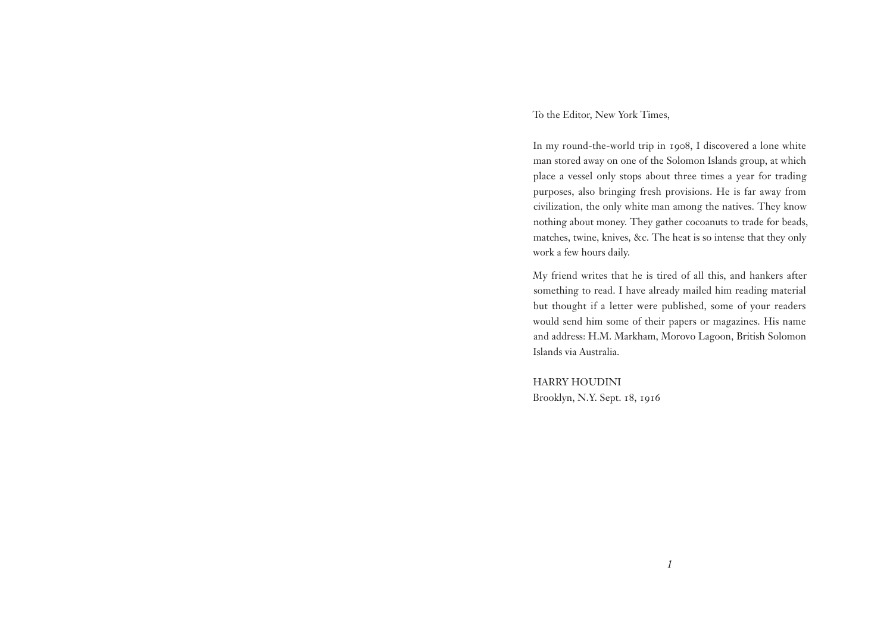To the Editor, New York Times,

In my round-the-world trip in 1908, I discovered a lone white man stored away on one of the Solomon Islands group, at which place a vessel only stops about three times a year for trading purposes, also bringing fresh provisions. He is far away from civilization, the only white man among the natives. They know nothing about money. They gather cocoanuts to trade for beads, matches, twine, knives, &c. The heat is so intense that they only work a few hours daily.

My friend writes that he is tired of all this, and hankers after something to read. I have already mailed him reading material but thought if a letter were published, some of your readers would send him some of their papers or magazines. His name and address: H.M. Markham, Morovo Lagoon, British Solomon Islands via Australia.

HARRY HOUDINI
Brooklyn, N.Y. Sept. 18, 1916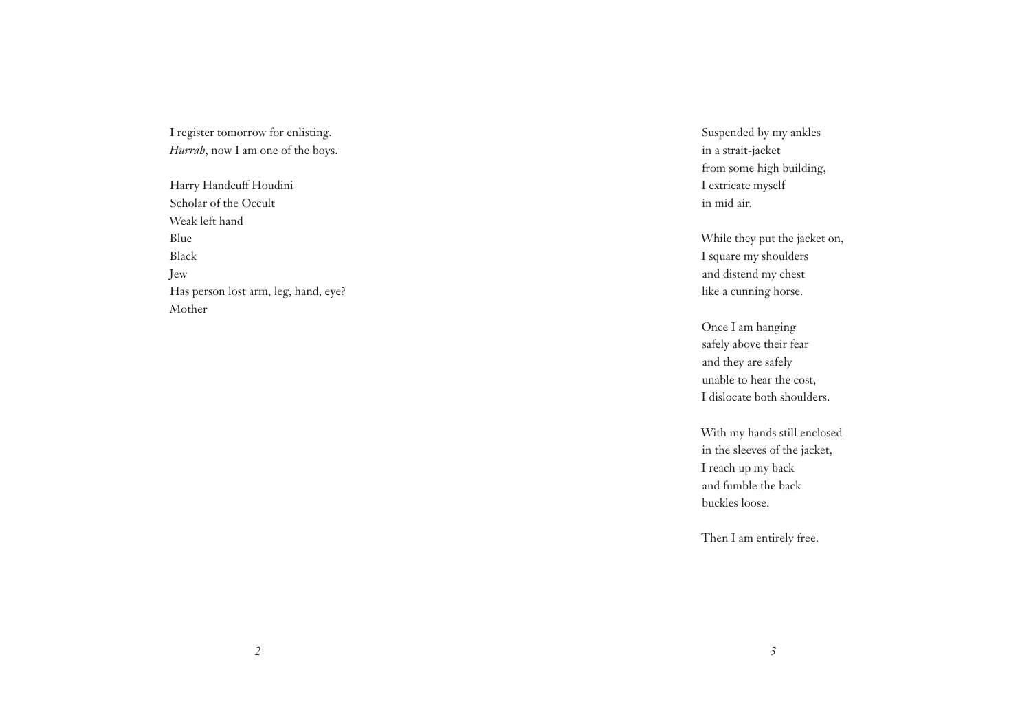I register tomorrow for enlisting.
*Hurrah*, now I am one of the boys.

Harry Handcuff Houdini
Scholar of the Occult
Weak left hand
Blue
Black
Jew
Has person lost arm, leg, hand, eye?
Mother

Suspended by my ankles
in a strait-jacket
from some high building,
I extricate myself
in mid air.

While they put the jacket on,
I square my shoulders
and distend my chest
like a cunning horse.

Once I am hanging
safely above their fear
and they are safely
unable to hear the cost,
I dislocate both shoulders.

With my hands still enclosed
in the sleeves of the jacket,
I reach up my back
and fumble the back
buckles loose.

Then I am entirely free.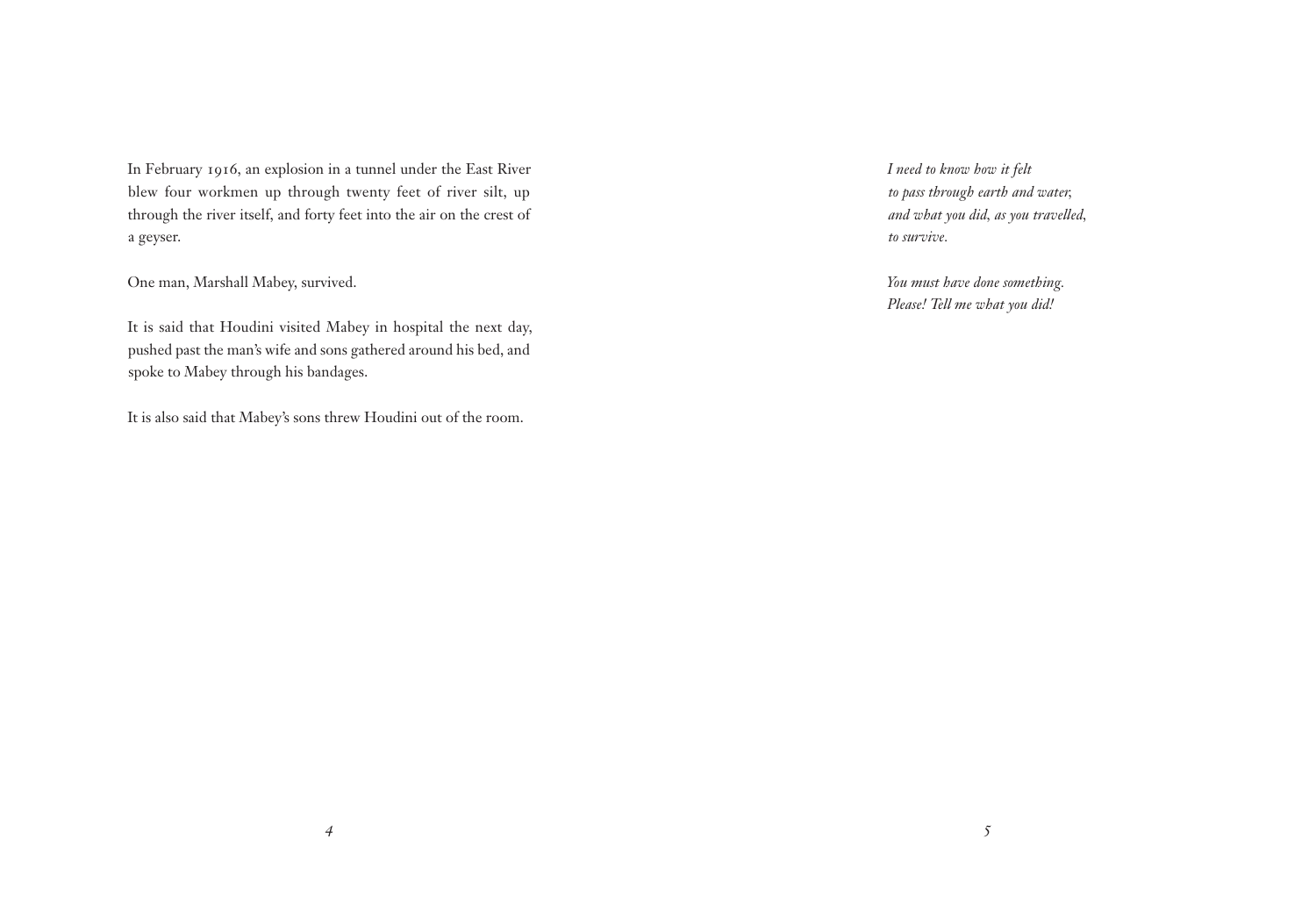In February 1916, an explosion in a tunnel under the East River blew four workmen up through twenty feet of river silt, up through the river itself, and forty feet into the air on the crest of a geyser.

One man, Marshall Mabey, survived.

It is said that Houdini visited Mabey in hospital the next day, pushed past the man's wife and sons gathered around his bed, and spoke to Mabey through his bandages.

It is also said that Mabey's sons threw Houdini out of the room.

*I need to know how it felt*
*to pass through earth and water,*
*and what you did, as you travelled,*
*to survive.*

*You must have done something.*
*Please! Tell me what you did!*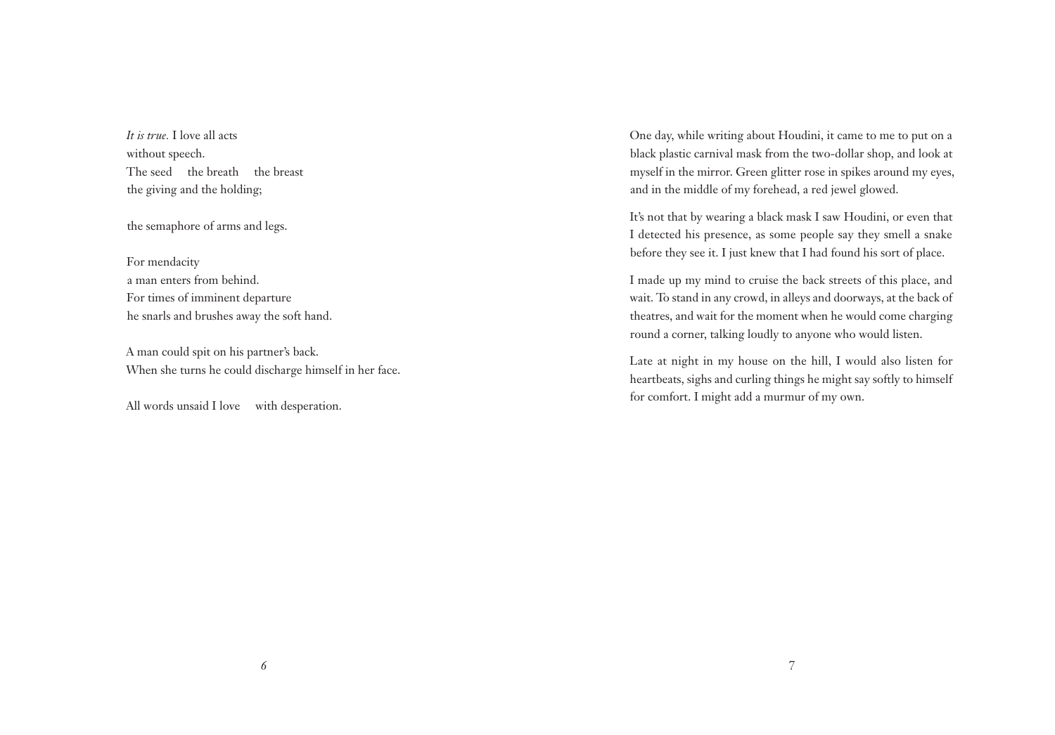*It is true.* I love all acts
without speech.
The seed     the breath     the breast
the giving and the holding;

the semaphore of arms and legs.

For mendacity
a man enters from behind.
For times of imminent departure
he snarls and brushes away the soft hand.

A man could spit on his partner's back.
When she turns he could discharge himself in her face.

All words unsaid I love     with desperation.

One day, while writing about Houdini, it came to me to put on a black plastic carnival mask from the two-dollar shop, and look at myself in the mirror. Green glitter rose in spikes around my eyes, and in the middle of my forehead, a red jewel glowed.

It's not that by wearing a black mask I saw Houdini, or even that I detected his presence, as some people say they smell a snake before they see it. I just knew that I had found his sort of place.

I made up my mind to cruise the back streets of this place, and wait. To stand in any crowd, in alleys and doorways, at the back of theatres, and wait for the moment when he would come charging round a corner, talking loudly to anyone who would listen.

Late at night in my house on the hill, I would also listen for heartbeats, sighs and curling things he might say softly to himself for comfort. I might add a murmur of my own.